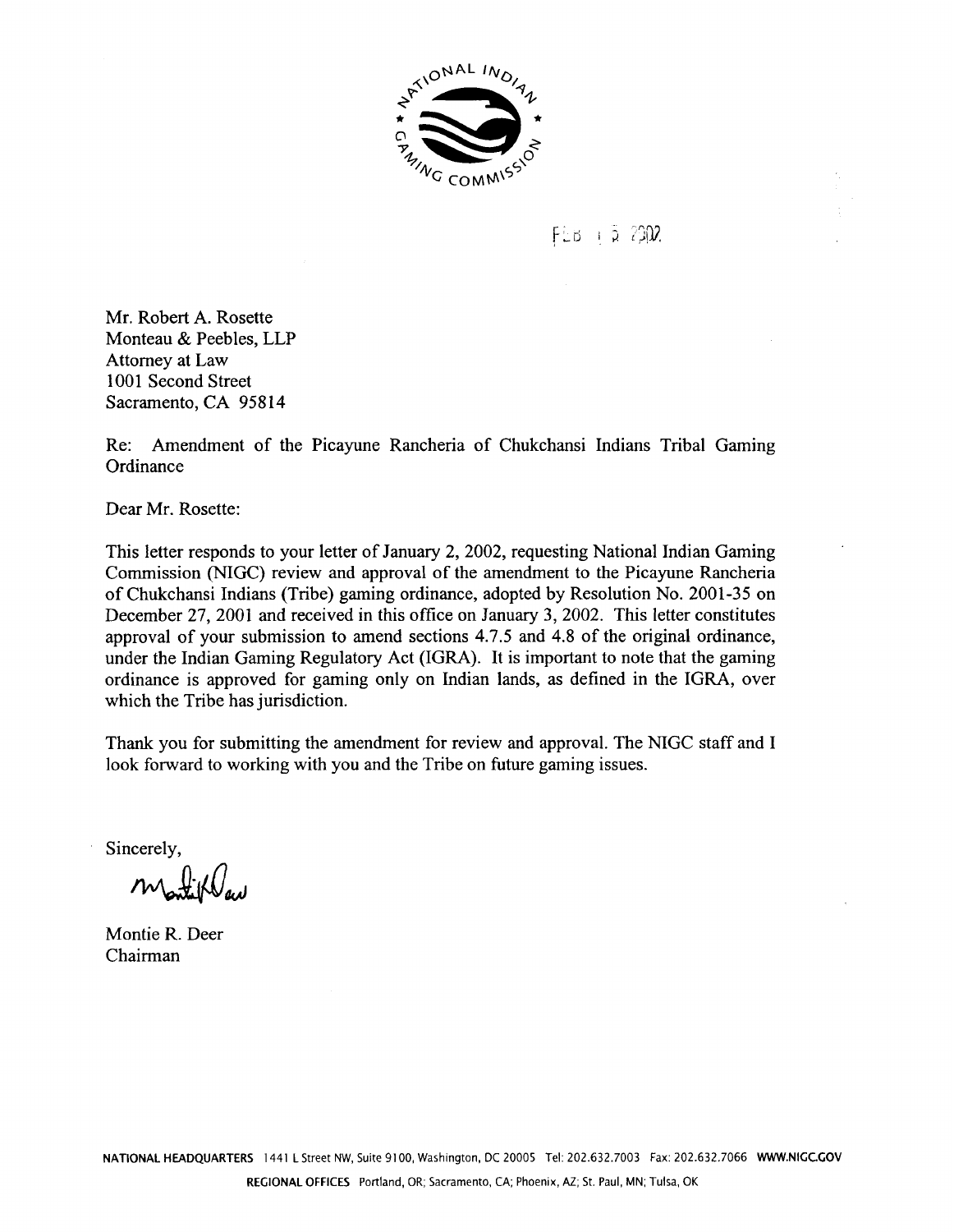FEB 1 5 2002

Mr. Robert A. Rosette
Monteau & Peebles, LLP
Attorney at Law
1001 Second Street
Sacramento, CA 95814

Re: Amendment of the Picayune Rancheria of Chukchansi Indians Tribal Gaming Ordinance

Dear Mr. Rosette:

This letter responds to your letter of January 2, 2002, requesting National Indian Gaming Commission (NIGC) review and approval of the amendment to the Picayune Rancheria of Chukchansi Indians (Tribe) gaming ordinance, adopted by Resolution No. 2001-35 on December 27, 2001 and received in this office on January 3, 2002. This letter constitutes approval of your submission to amend sections 4.7.5 and 4.8 of the original ordinance, under the Indian Gaming Regulatory Act (IGRA). It is important to note that the gaming ordinance is approved for gaming only on Indian lands, as defined in the IGRA, over which the Tribe has jurisdiction.

Thank you for submitting the amendment for review and approval. The NIGC staff and I look forward to working with you and the Tribe on future gaming issues.

Sincerely,

Montie R. Deer
Chairman

NATIONAL HEADQUARTERS 1441 L Street NW, Suite 9100, Washington, DC 20005 Tel: 202.632.7003 Fax: 202.632.7066 WWW.NIGC.GOV

REGIONAL OFFICES Portland, OR; Sacramento, CA; Phoenix, AZ; St. Paul, MN; Tulsa, OK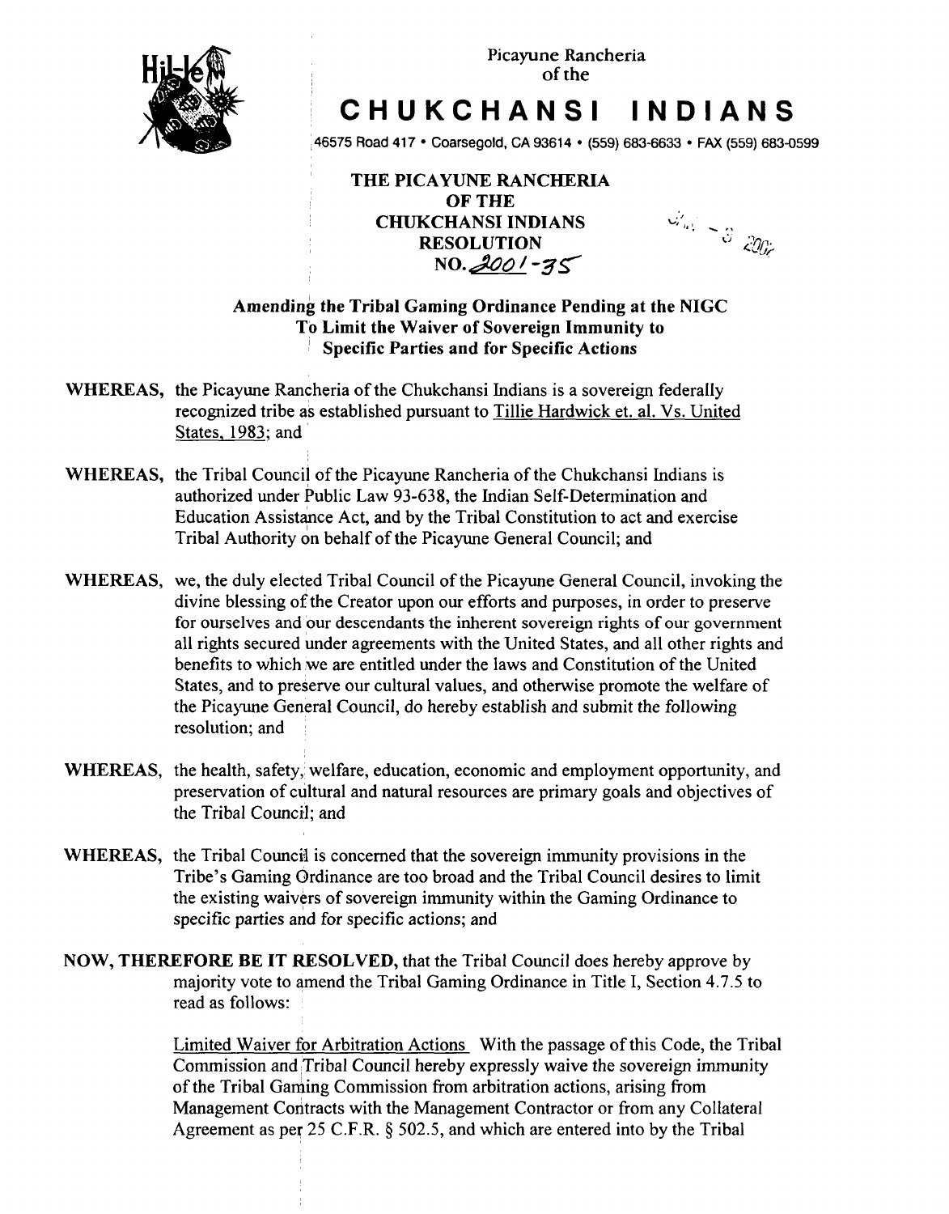Picayune Rancheria
of the

# CHUKCHANSI INDIANS

46575 Road 417 • Coarsegold, CA 93614 • (559) 683-6633 • FAX (559) 683-0599

**THE PICAYUNE RANCHERIA**
**OF THE**
**CHUKCHANSI INDIANS**
**RESOLUTION**
**NO. 2001-35**

**Amending the Tribal Gaming Ordinance Pending at the NIGC To Limit the Waiver of Sovereign Immunity to Specific Parties and for Specific Actions**

**WHEREAS,** the Picayune Rancheria of the Chukchansi Indians is a sovereign federally recognized tribe as established pursuant to Tillie Hardwick et. al. Vs. United States, 1983; and

**WHEREAS,** the Tribal Council of the Picayune Rancheria of the Chukchansi Indians is authorized under Public Law 93-638, the Indian Self-Determination and Education Assistance Act, and by the Tribal Constitution to act and exercise Tribal Authority on behalf of the Picayune General Council; and

**WHEREAS,** we, the duly elected Tribal Council of the Picayune General Council, invoking the divine blessing of the Creator upon our efforts and purposes, in order to preserve for ourselves and our descendants the inherent sovereign rights of our government all rights secured under agreements with the United States, and all other rights and benefits to which we are entitled under the laws and Constitution of the United States, and to preserve our cultural values, and otherwise promote the welfare of the Picayune General Council, do hereby establish and submit the following resolution; and

**WHEREAS,** the health, safety, welfare, education, economic and employment opportunity, and preservation of cultural and natural resources are primary goals and objectives of the Tribal Council; and

**WHEREAS,** the Tribal Council is concerned that the sovereign immunity provisions in the Tribe's Gaming Ordinance are too broad and the Tribal Council desires to limit the existing waivers of sovereign immunity within the Gaming Ordinance to specific parties and for specific actions; and

**NOW, THEREFORE BE IT RESOLVED,** that the Tribal Council does hereby approve by majority vote to amend the Tribal Gaming Ordinance in Title I, Section 4.7.5 to read as follows:

> Limited Waiver for Arbitration Actions With the passage of this Code, the Tribal Commission and Tribal Council hereby expressly waive the sovereign immunity of the Tribal Gaming Commission from arbitration actions, arising from Management Contracts with the Management Contractor or from any Collateral Agreement as per 25 C.F.R. § 502.5, and which are entered into by the Tribal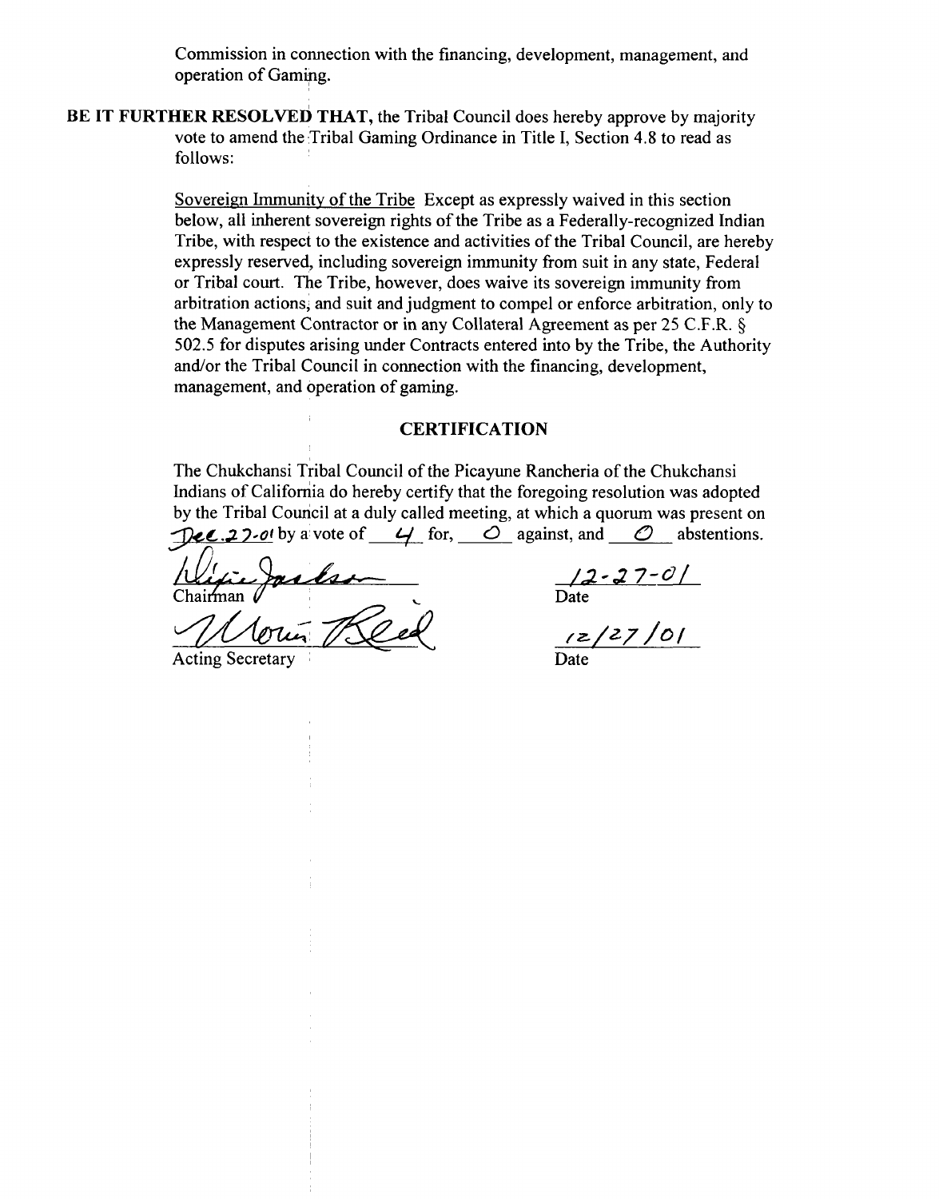Commission in connection with the financing, development, management, and operation of Gaming.

**BE IT FURTHER RESOLVED THAT,** the Tribal Council does hereby approve by majority vote to amend the Tribal Gaming Ordinance in Title I, Section 4.8 to read as follows:

Sovereign Immunity of the Tribe Except as expressly waived in this section below, all inherent sovereign rights of the Tribe as a Federally-recognized Indian Tribe, with respect to the existence and activities of the Tribal Council, are hereby expressly reserved, including sovereign immunity from suit in any state, Federal or Tribal court. The Tribe, however, does waive its sovereign immunity from arbitration actions, and suit and judgment to compel or enforce arbitration, only to the Management Contractor or in any Collateral Agreement as per 25 C.F.R. § 502.5 for disputes arising under Contracts entered into by the Tribe, the Authority and/or the Tribal Council in connection with the financing, development, management, and operation of gaming.

## CERTIFICATION

The Chukchansi Tribal Council of the Picayune Rancheria of the Chukchansi Indians of California do hereby certify that the foregoing resolution was adopted by the Tribal Council at a duly called meeting, at which a quorum was present on Dec. 27-01 by a vote of 4 for, 0 against, and 0 abstentions.

Chairman Date 12-27-01

Acting Secretary Date 12/27/01